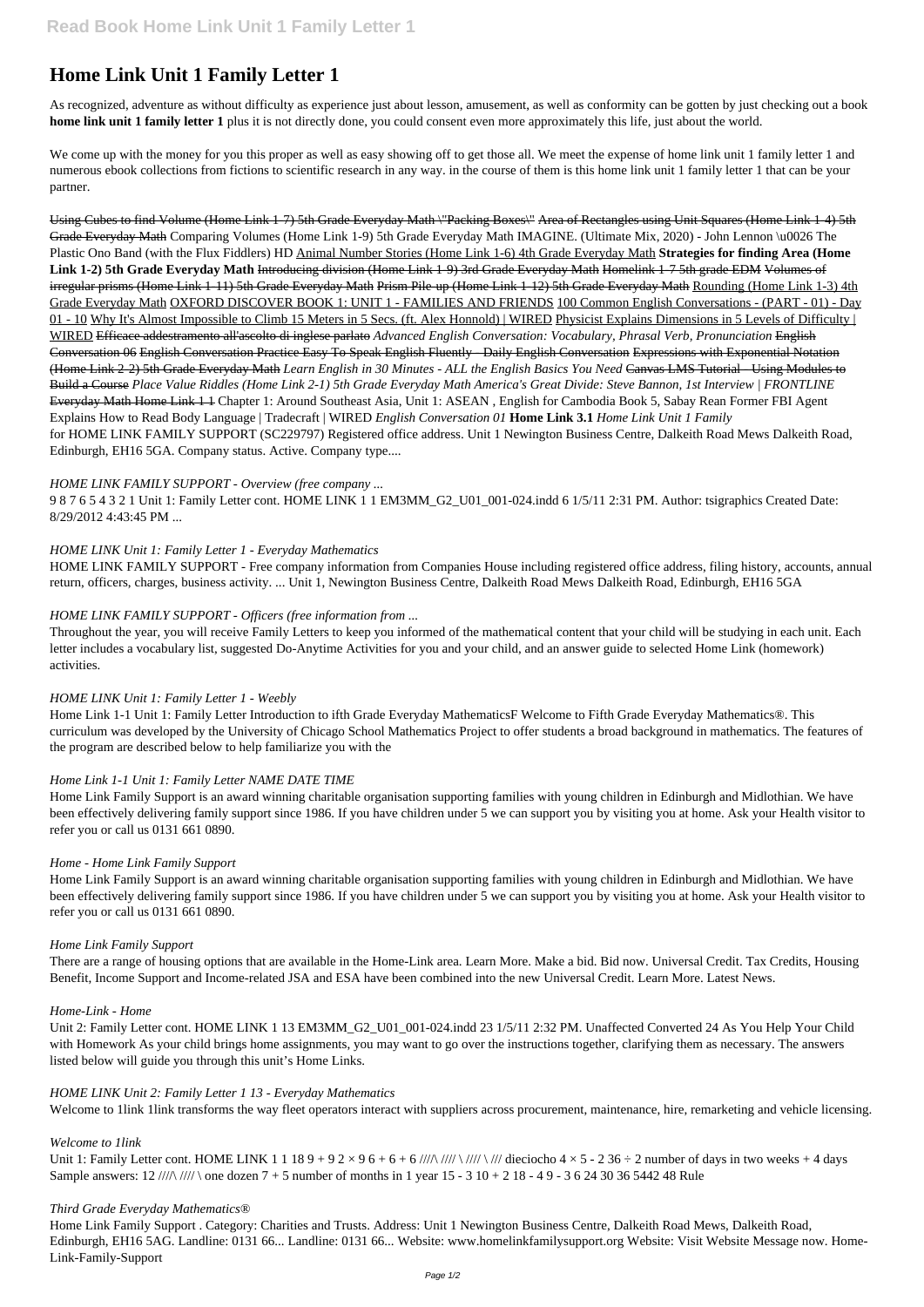# Home Link Unit 1 Family Letter 1

As recognized, adventure as without difficulty as experience just about lesson, amusement, as well as conformity can be gotten by just checking out a book **home link unit 1 family letter 1** plus it is not directly done, you could consent even more approximately this life, just about the world.

We come up with the money for you this proper as well as easy showing off to get those all. We meet the expense of home link unit 1 family letter 1 and numerous ebook collections from fictions to scientific research in any way. in the course of them is this home link unit 1 family letter 1 that can be your partner.

~~Using Cubes to find Volume (Home Link 1-7) 5th Grade Everyday Math \"Packing Boxes\"~~ ~~Area of Rectangles using Unit Squares (Home Link 1-4) 5th Grade Everyday Math~~ Comparing Volumes (Home Link 1-9) 5th Grade Everyday Math IMAGINE. (Ultimate Mix, 2020) - John Lennon \u0026 The Plastic Ono Band (with the Flux Fiddlers) HD Animal Number Stories (Home Link 1-6) 4th Grade Everyday Math **Strategies for finding Area (Home Link 1-2) 5th Grade Everyday Math** ~~Introducing division (Home Link 1-9) 3rd Grade Everyday Math~~ ~~Homelink 1-7 5th grade EDM~~ ~~Volumes of irregular prisms (Home Link 1-11) 5th Grade Everyday Math~~ ~~Prism Pile-up (Home Link 1-12) 5th Grade Everyday Math~~ Rounding (Home Link 1-3) 4th Grade Everyday Math OXFORD DISCOVER BOOK 1: UNIT 1 - FAMILIES AND FRIENDS 100 Common English Conversations - (PART - 01) - Day 01 - 10 Why It's Almost Impossible to Climb 15 Meters in 5 Secs. (ft. Alex Honnold) | WIRED Physicist Explains Dimensions in 5 Levels of Difficulty | WIRED ~~Efficace addestramento all'ascolto di inglese parlato~~ *Advanced English Conversation: Vocabulary, Phrasal Verb, Pronunciation* ~~English Conversation 06~~ ~~English Conversation Practice Easy To Speak English Fluently - Daily English Conversation~~ ~~Expressions with Exponential Notation (Home Link 2-2) 5th Grade Everyday Math~~ *Learn English in 30 Minutes - ALL the English Basics You Need* ~~Canvas LMS Tutorial - Using Modules to Build a Course~~ *Place Value Riddles (Home Link 2-1) 5th Grade Everyday Math America's Great Divide: Steve Bannon, 1st Interview | FRONTLINE* ~~Everyday Math Home Link 1-1~~ Chapter 1: Around Southeast Asia, Unit 1: ASEAN , English for Cambodia Book 5, Sabay Rean Former FBI Agent Explains How to Read Body Language | Tradecraft | WIRED *English Conversation 01* **Home Link 3.1** *Home Link Unit 1 Family*
for HOME LINK FAMILY SUPPORT (SC229797) Registered office address. Unit 1 Newington Business Centre, Dalkeith Road Mews Dalkeith Road, Edinburgh, EH16 5GA. Company status. Active. Company type....

*HOME LINK FAMILY SUPPORT - Overview (free company ...*

9 8 7 6 5 4 3 2 1 Unit 1: Family Letter cont. HOME LINK 1 1 EM3MM_G2_U01_001-024.indd 6 1/5/11 2:31 PM. Author: tsigraphics Created Date: 8/29/2012 4:43:45 PM ...

*HOME LINK Unit 1: Family Letter 1 - Everyday Mathematics*

HOME LINK FAMILY SUPPORT - Free company information from Companies House including registered office address, filing history, accounts, annual return, officers, charges, business activity. ... Unit 1, Newington Business Centre, Dalkeith Road Mews Dalkeith Road, Edinburgh, EH16 5GA

*HOME LINK FAMILY SUPPORT - Officers (free information from ...*

Throughout the year, you will receive Family Letters to keep you informed of the mathematical content that your child will be studying in each unit. Each letter includes a vocabulary list, suggested Do-Anytime Activities for you and your child, and an answer guide to selected Home Link (homework) activities.

*HOME LINK Unit 1: Family Letter 1 - Weebly*

Home Link 1-1 Unit 1: Family Letter Introduction to ifth Grade Everyday MathematicsF Welcome to Fifth Grade Everyday Mathematics®. This curriculum was developed by the University of Chicago School Mathematics Project to offer students a broad background in mathematics. The features of the program are described below to help familiarize you with the

*Home Link 1-1 Unit 1: Family Letter NAME DATE TIME*

Home Link Family Support is an award winning charitable organisation supporting families with young children in Edinburgh and Midlothian. We have been effectively delivering family support since 1986. If you have children under 5 we can support you by visiting you at home. Ask your Health visitor to refer you or call us 0131 661 0890.

*Home - Home Link Family Support*

Home Link Family Support is an award winning charitable organisation supporting families with young children in Edinburgh and Midlothian. We have been effectively delivering family support since 1986. If you have children under 5 we can support you by visiting you at home. Ask your Health visitor to refer you or call us 0131 661 0890.

*Home Link Family Support*

There are a range of housing options that are available in the Home-Link area. Learn More. Make a bid. Bid now. Universal Credit. Tax Credits, Housing Benefit, Income Support and Income-related JSA and ESA have been combined into the new Universal Credit. Learn More. Latest News.

*Home-Link - Home*

Unit 2: Family Letter cont. HOME LINK 1 13 EM3MM_G2_U01_001-024.indd 23 1/5/11 2:32 PM. Unaffected Converted 24 As You Help Your Child with Homework As your child brings home assignments, you may want to go over the instructions together, clarifying them as necessary. The answers listed below will guide you through this unit's Home Links.

*HOME LINK Unit 2: Family Letter 1 13 - Everyday Mathematics*

Welcome to 1link 1link transforms the way fleet operators interact with suppliers across procurement, maintenance, hire, remarketing and vehicle licensing.

*Welcome to 1link*

Unit 1: Family Letter cont. HOME LINK 1 1 18 9 + 9 2 × 9 6 + 6 + 6 ////\ //// \ //// \ /// dieciocho 4 × 5 - 2 36 ÷ 2 number of days in two weeks + 4 days Sample answers: 12 ////\ //// \ one dozen 7 + 5 number of months in 1 year 15 - 3 10 + 2 18 - 4 9 - 3 6 24 30 36 5442 48 Rule

*Third Grade Everyday Mathematics®*

Home Link Family Support . Category: Charities and Trusts. Address: Unit 1 Newington Business Centre, Dalkeith Road Mews, Dalkeith Road, Edinburgh, EH16 5AG. Landline: 0131 66... Landline: 0131 66... Website: www.homelinkfamilysupport.org Website: Visit Website Message now. Home-Link-Family-Support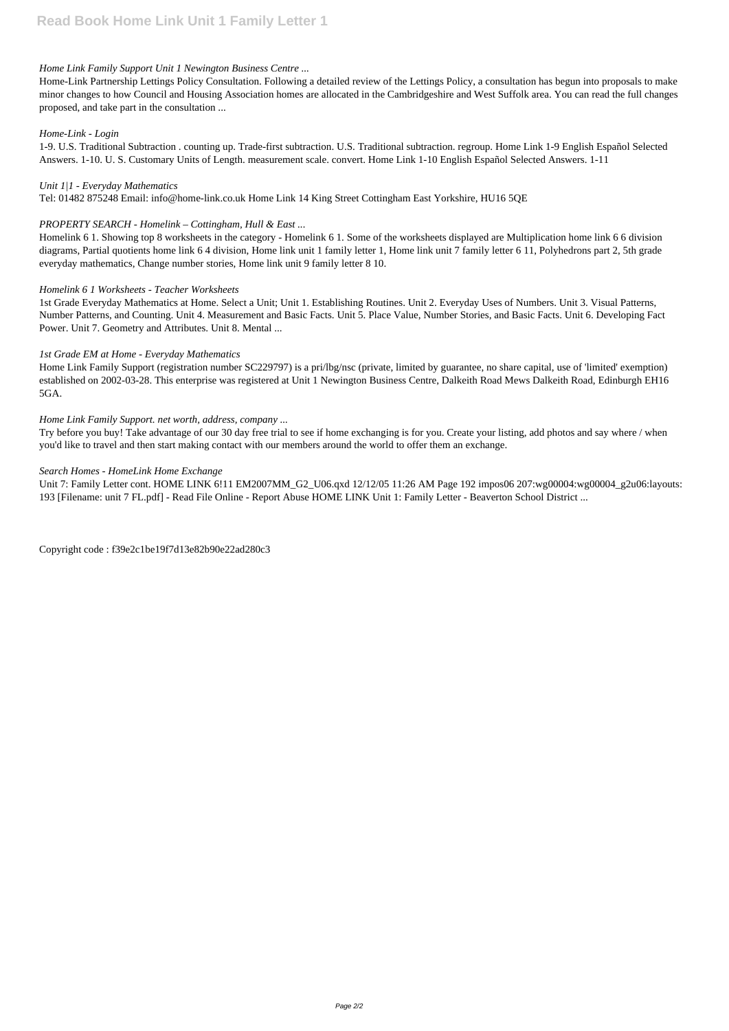*Home Link Family Support Unit 1 Newington Business Centre ...*

Home-Link Partnership Lettings Policy Consultation. Following a detailed review of the Lettings Policy, a consultation has begun into proposals to make minor changes to how Council and Housing Association homes are allocated in the Cambridgeshire and West Suffolk area. You can read the full changes proposed, and take part in the consultation ...

*Home-Link - Login*

1-9. U.S. Traditional Subtraction . counting up. Trade-first subtraction. U.S. Traditional subtraction. regroup. Home Link 1-9 English Español Selected Answers. 1-10. U. S. Customary Units of Length. measurement scale. convert. Home Link 1-10 English Español Selected Answers. 1-11

*Unit 1|1 - Everyday Mathematics*

Tel: 01482 875248 Email: info@home-link.co.uk Home Link 14 King Street Cottingham East Yorkshire, HU16 5QE

*PROPERTY SEARCH - Homelink – Cottingham, Hull & East ...*

Homelink 6 1. Showing top 8 worksheets in the category - Homelink 6 1. Some of the worksheets displayed are Multiplication home link 6 6 division diagrams, Partial quotients home link 6 4 division, Home link unit 1 family letter 1, Home link unit 7 family letter 6 11, Polyhedrons part 2, 5th grade everyday mathematics, Change number stories, Home link unit 9 family letter 8 10.

*Homelink 6 1 Worksheets - Teacher Worksheets*

1st Grade Everyday Mathematics at Home. Select a Unit; Unit 1. Establishing Routines. Unit 2. Everyday Uses of Numbers. Unit 3. Visual Patterns, Number Patterns, and Counting. Unit 4. Measurement and Basic Facts. Unit 5. Place Value, Number Stories, and Basic Facts. Unit 6. Developing Fact Power. Unit 7. Geometry and Attributes. Unit 8. Mental ...

*1st Grade EM at Home - Everyday Mathematics*

Home Link Family Support (registration number SC229797) is a pri/lbg/nsc (private, limited by guarantee, no share capital, use of 'limited' exemption) established on 2002-03-28. This enterprise was registered at Unit 1 Newington Business Centre, Dalkeith Road Mews Dalkeith Road, Edinburgh EH16 5GA.

*Home Link Family Support. net worth, address, company ...*

Try before you buy! Take advantage of our 30 day free trial to see if home exchanging is for you. Create your listing, add photos and say where / when you'd like to travel and then start making contact with our members around the world to offer them an exchange.

*Search Homes - HomeLink Home Exchange*

Unit 7: Family Letter cont. HOME LINK 6!11 EM2007MM_G2_U06.qxd 12/12/05 11:26 AM Page 192 impos06 207:wg00004:wg00004_g2u06:layouts: 193 [Filename: unit 7 FL.pdf] - Read File Online - Report Abuse HOME LINK Unit 1: Family Letter - Beaverton School District ...

Copyright code : f39e2c1be19f7d13e82b90e22ad280c3